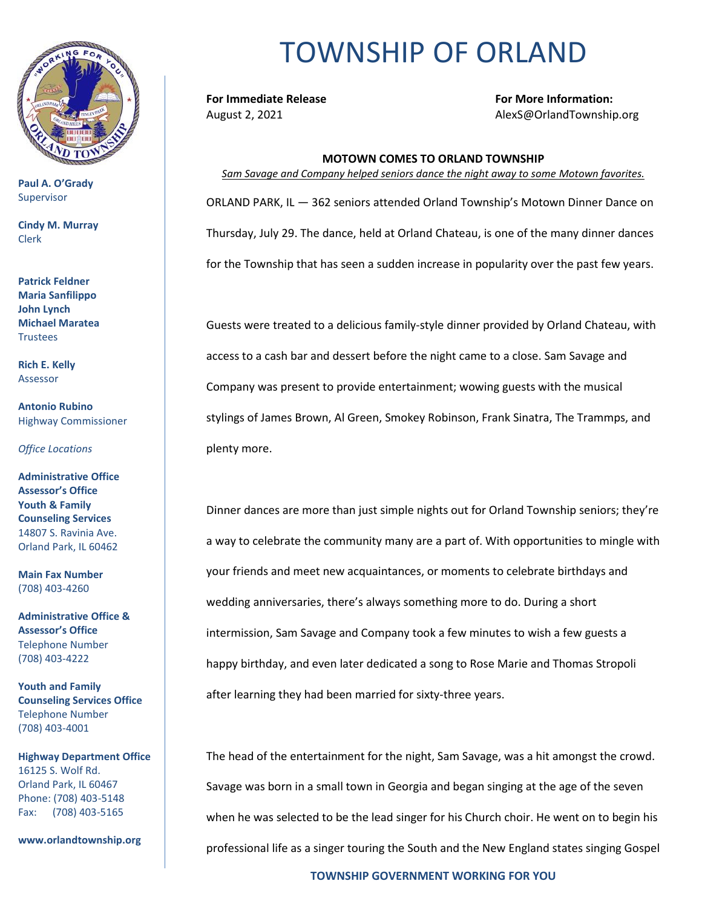# TOWNSHIP OF ORLAND

**Paul A. O'Grady**
Supervisor

**Cindy M. Murray**
Clerk

**Patrick Feldner**
**Maria Sanfilippo**
**John Lynch**
**Michael Maratea**
Trustees

**Rich E. Kelly**
Assessor

**Antonio Rubino**
Highway Commissioner

*Office Locations*

**Administrative Office**
**Assessor's Office**
**Youth & Family Counseling Services**
14807 S. Ravinia Ave.
Orland Park, IL 60462

**Main Fax Number**
(708) 403-4260

**Administrative Office & Assessor's Office**
Telephone Number
(708) 403-4222

**Youth and Family Counseling Services Office**
Telephone Number
(708) 403-4001

**Highway Department Office**
16125 S. Wolf Rd.
Orland Park, IL 60467
Phone: (708) 403-5148
Fax: (708) 403-5165

**www.orlandtownship.org**

**For Immediate Release**
August 2, 2021

**For More Information:**
AlexS@OrlandTownship.org

**MOTOWN COMES TO ORLAND TOWNSHIP**

*Sam Savage and Company helped seniors dance the night away to some Motown favorites.*

ORLAND PARK, IL — 362 seniors attended Orland Township's Motown Dinner Dance on Thursday, July 29. The dance, held at Orland Chateau, is one of the many dinner dances for the Township that has seen a sudden increase in popularity over the past few years.

Guests were treated to a delicious family-style dinner provided by Orland Chateau, with access to a cash bar and dessert before the night came to a close. Sam Savage and Company was present to provide entertainment; wowing guests with the musical stylings of James Brown, Al Green, Smokey Robinson, Frank Sinatra, The Trammps, and plenty more.

Dinner dances are more than just simple nights out for Orland Township seniors; they're a way to celebrate the community many are a part of. With opportunities to mingle with your friends and meet new acquaintances, or moments to celebrate birthdays and wedding anniversaries, there's always something more to do. During a short intermission, Sam Savage and Company took a few minutes to wish a few guests a happy birthday, and even later dedicated a song to Rose Marie and Thomas Stropoli after learning they had been married for sixty-three years.

The head of the entertainment for the night, Sam Savage, was a hit amongst the crowd. Savage was born in a small town in Georgia and began singing at the age of the seven when he was selected to be the lead singer for his Church choir. He went on to begin his professional life as a singer touring the South and the New England states singing Gospel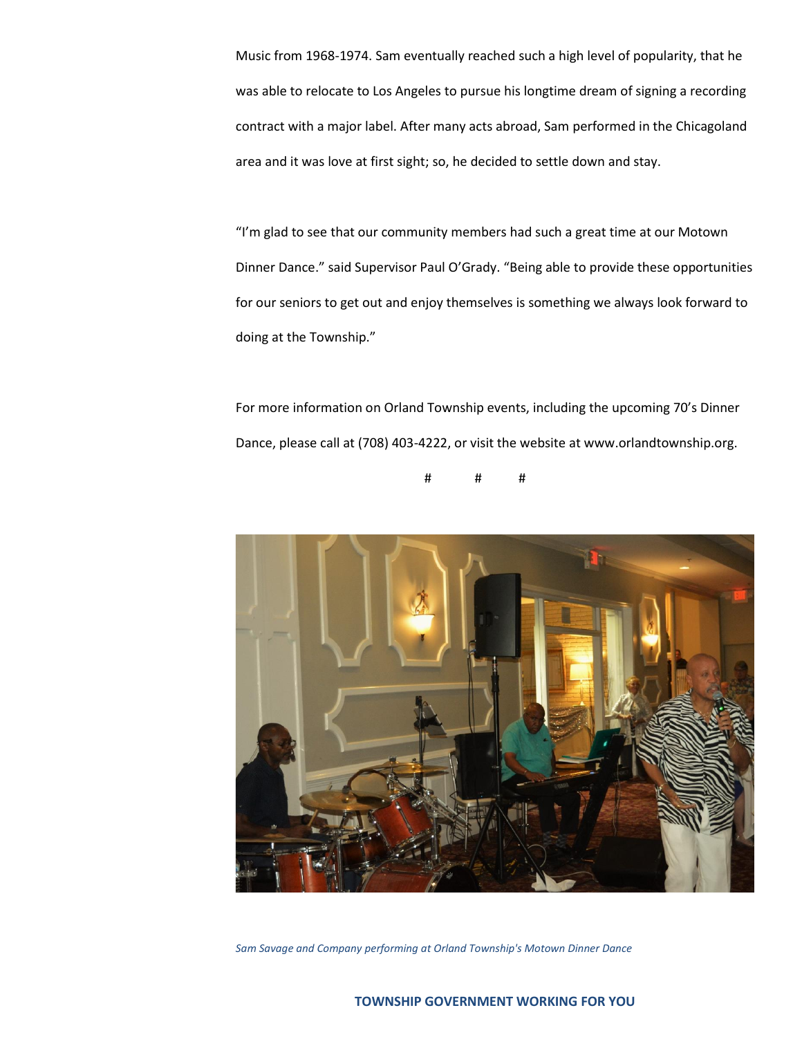Music from 1968-1974. Sam eventually reached such a high level of popularity, that he was able to relocate to Los Angeles to pursue his longtime dream of signing a recording contract with a major label. After many acts abroad, Sam performed in the Chicagoland area and it was love at first sight; so, he decided to settle down and stay.

"I'm glad to see that our community members had such a great time at our Motown Dinner Dance." said Supervisor Paul O'Grady. "Being able to provide these opportunities for our seniors to get out and enjoy themselves is something we always look forward to doing at the Township."

For more information on Orland Township events, including the upcoming 70's Dinner Dance, please call at (708) 403-4222, or visit the website at www.orlandtownship.org.

# # #

*Sam Savage and Company performing at Orland Township's Motown Dinner Dance*

**TOWNSHIP GOVERNMENT WORKING FOR YOU**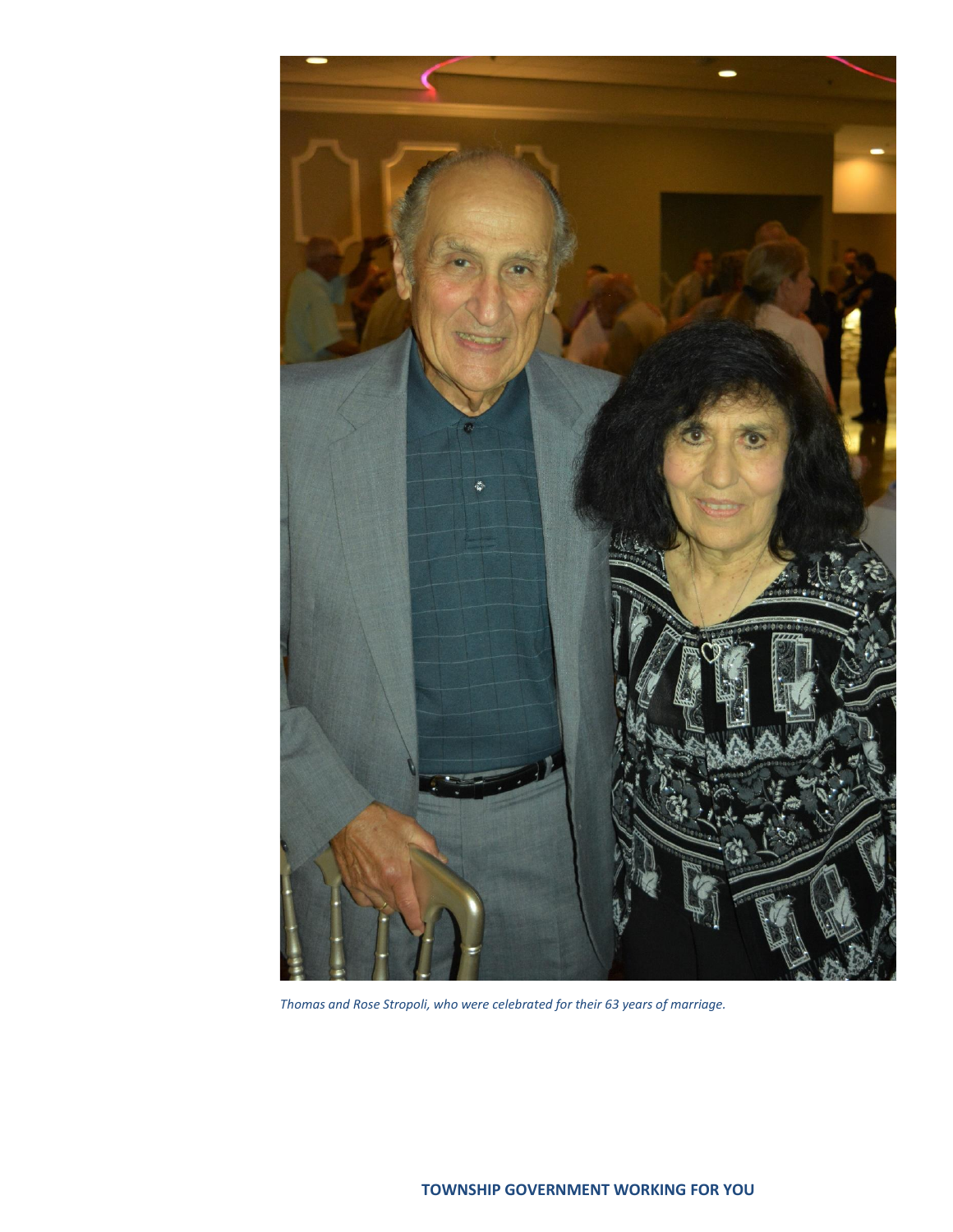*Thomas and Rose Stropoli, who were celebrated for their 63 years of marriage.*